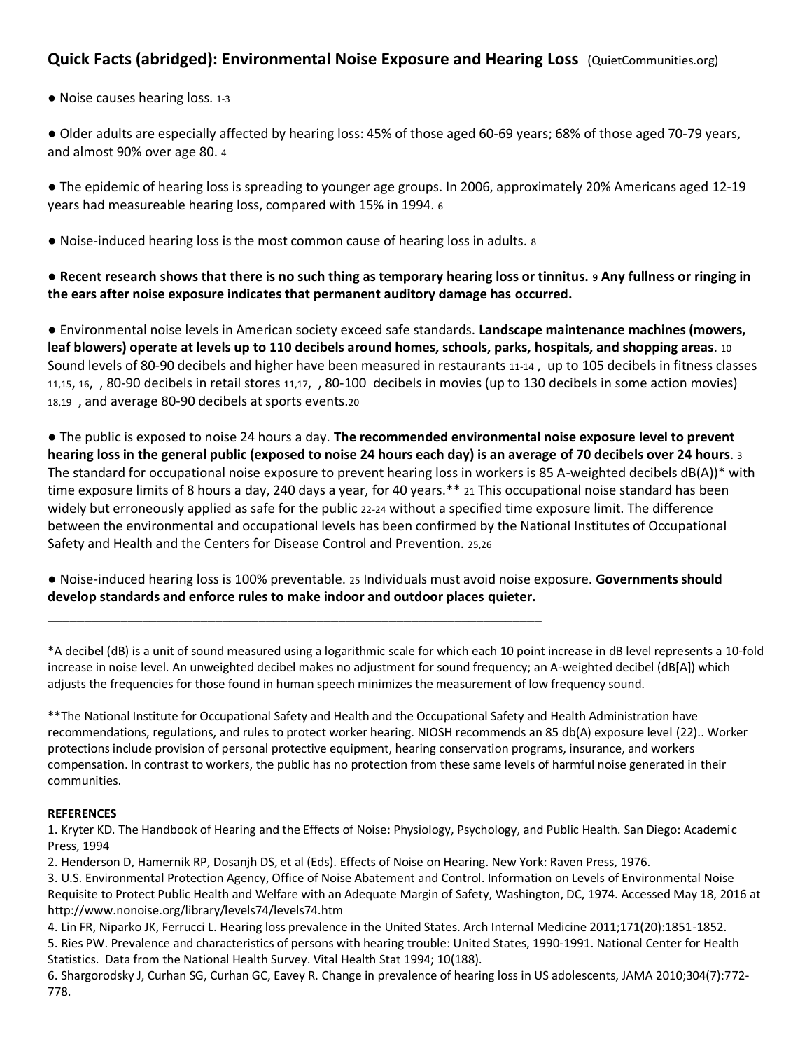## Quick Facts (abridged): Environmental Noise Exposure and Hearing Loss (QuietCommunities.org)

● Noise causes hearing loss. [1-3]

● Older adults are especially affected by hearing loss: 45% of those aged 60-69 years; 68% of those aged 70-79 years, and almost 90% over age 80. [4]

● The epidemic of hearing loss is spreading to younger age groups. In 2006, approximately 20% Americans aged 12-19 years had measureable hearing loss, compared with 15% in 1994. [6]

● Noise-induced hearing loss is the most common cause of hearing loss in adults. [8]

● **Recent research shows that there is no such thing as temporary hearing loss or tinnitus.** [9] **Any fullness or ringing in the ears after noise exposure indicates that permanent auditory damage has occurred.**

● Environmental noise levels in American society exceed safe standards. **Landscape maintenance machines (mowers, leaf blowers) operate at levels up to 110 decibels around homes, schools, parks, hospitals, and shopping areas**. [10] Sound levels of 80-90 decibels and higher have been measured in restaurants [11-14], up to 105 decibels in fitness classes [11,15, 16], , 80-90 decibels in retail stores [11,17], , 80-100 decibels in movies (up to 130 decibels in some action movies) [18,19] , and average 80-90 decibels at sports events.[20]

● The public is exposed to noise 24 hours a day. **The recommended environmental noise exposure level to prevent hearing loss in the general public (exposed to noise 24 hours each day) is an average of 70 decibels over 24 hours**. [3] The standard for occupational noise exposure to prevent hearing loss in workers is 85 A-weighted decibels dB(A))* with time exposure limits of 8 hours a day, 240 days a year, for 40 years.** [21] This occupational noise standard has been widely but erroneously applied as safe for the public [22-24] without a specified time exposure limit. The difference between the environmental and occupational levels has been confirmed by the National Institutes of Occupational Safety and Health and the Centers for Disease Control and Prevention. [25,26]

● Noise-induced hearing loss is 100% preventable. [25] Individuals must avoid noise exposure. **Governments should develop standards and enforce rules to make indoor and outdoor places quieter.**

---

*A decibel (dB) is a unit of sound measured using a logarithmic scale for which each 10 point increase in dB level represents a 10-fold increase in noise level. An unweighted decibel makes no adjustment for sound frequency; an A-weighted decibel (dB[A]) which adjusts the frequencies for those found in human speech minimizes the measurement of low frequency sound.

**The National Institute for Occupational Safety and Health and the Occupational Safety and Health Administration have recommendations, regulations, and rules to protect worker hearing. NIOSH recommends an 85 db(A) exposure level (22).. Worker protections include provision of personal protective equipment, hearing conservation programs, insurance, and workers compensation. In contrast to workers, the public has no protection from these same levels of harmful noise generated in their communities.

**REFERENCES**

1. Kryter KD. The Handbook of Hearing and the Effects of Noise: Physiology, Psychology, and Public Health. San Diego: Academic Press, 1994
2. Henderson D, Hamernik RP, Dosanjh DS, et al (Eds). Effects of Noise on Hearing. New York: Raven Press, 1976.
3. U.S. Environmental Protection Agency, Office of Noise Abatement and Control. Information on Levels of Environmental Noise Requisite to Protect Public Health and Welfare with an Adequate Margin of Safety, Washington, DC, 1974. Accessed May 18, 2016 at http://www.nonoise.org/library/levels74/levels74.htm
4. Lin FR, Niparko JK, Ferrucci L. Hearing loss prevalence in the United States. Arch Internal Medicine 2011;171(20):1851-1852.
5. Ries PW. Prevalence and characteristics of persons with hearing trouble: United States, 1990-1991. National Center for Health Statistics. Data from the National Health Survey. Vital Health Stat 1994; 10(188).
6. Shargorodsky J, Curhan SG, Curhan GC, Eavey R. Change in prevalence of hearing loss in US adolescents, JAMA 2010;304(7):772-778.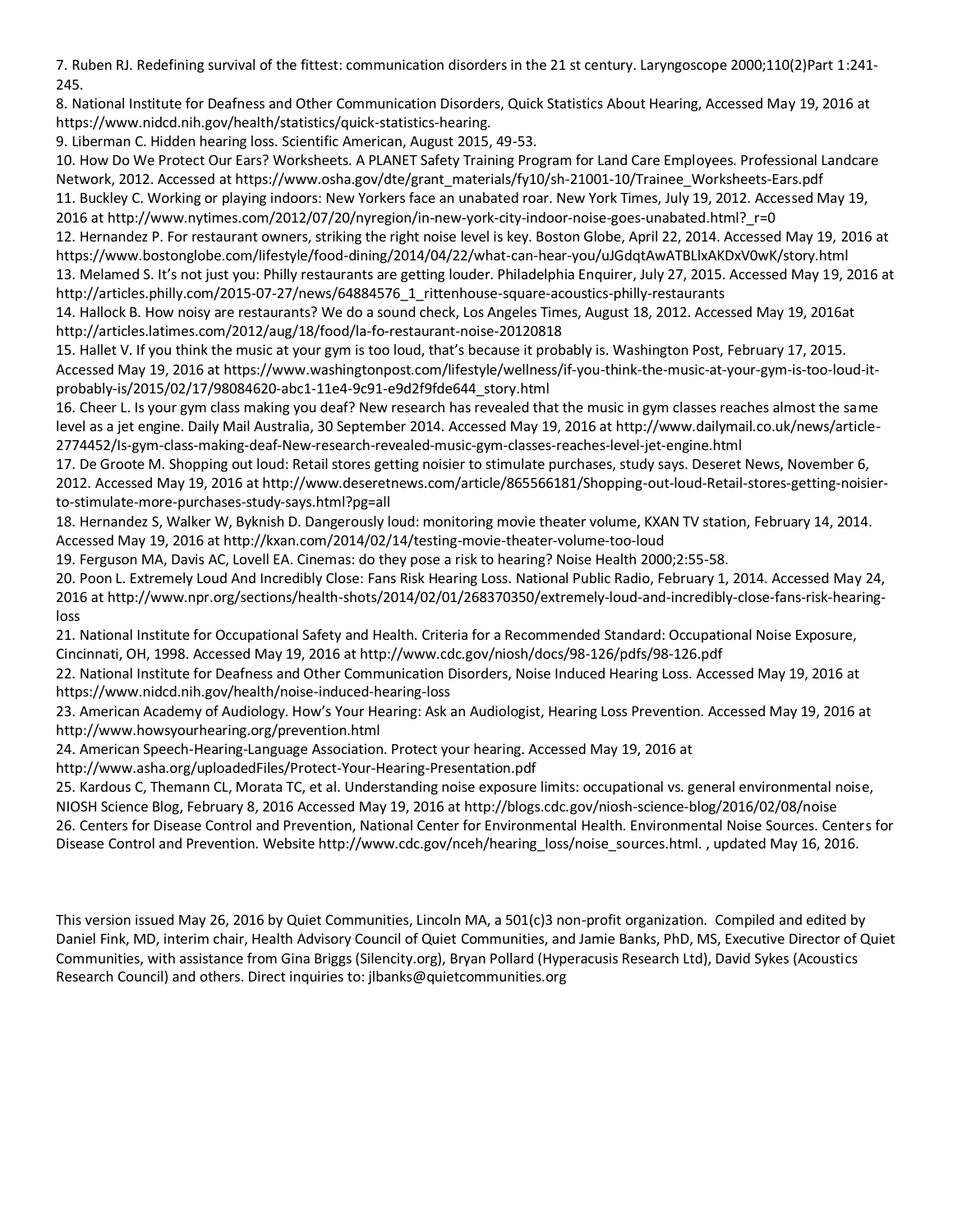7. Ruben RJ. Redefining survival of the fittest: communication disorders in the 21 st century. Laryngoscope 2000;110(2)Part 1:241-245.

8. National Institute for Deafness and Other Communication Disorders, Quick Statistics About Hearing, Accessed May 19, 2016 at https://www.nidcd.nih.gov/health/statistics/quick-statistics-hearing.

9. Liberman C. Hidden hearing loss. Scientific American, August 2015, 49-53.

10. How Do We Protect Our Ears? Worksheets. A PLANET Safety Training Program for Land Care Employees. Professional Landcare Network, 2012. Accessed at https://www.osha.gov/dte/grant_materials/fy10/sh-21001-10/Trainee_Worksheets-Ears.pdf

11. Buckley C. Working or playing indoors: New Yorkers face an unabated roar. New York Times, July 19, 2012. Accessed May 19, 2016 at http://www.nytimes.com/2012/07/20/nyregion/in-new-york-city-indoor-noise-goes-unabated.html?_r=0

12. Hernandez P. For restaurant owners, striking the right noise level is key. Boston Globe, April 22, 2014. Accessed May 19, 2016 at https://www.bostonglobe.com/lifestyle/food-dining/2014/04/22/what-can-hear-you/uJGdqtAwATBLlxAKDxV0wK/story.html

13. Melamed S. It's not just you: Philly restaurants are getting louder. Philadelphia Enquirer, July 27, 2015. Accessed May 19, 2016 at http://articles.philly.com/2015-07-27/news/64884576_1_rittenhouse-square-acoustics-philly-restaurants

14. Hallock B. How noisy are restaurants? We do a sound check, Los Angeles Times, August 18, 2012. Accessed May 19, 2016at http://articles.latimes.com/2012/aug/18/food/la-fo-restaurant-noise-20120818

15. Hallet V. If you think the music at your gym is too loud, that's because it probably is. Washington Post, February 17, 2015. Accessed May 19, 2016 at https://www.washingtonpost.com/lifestyle/wellness/if-you-think-the-music-at-your-gym-is-too-loud-it-probably-is/2015/02/17/98084620-abc1-11e4-9c91-e9d2f9fde644_story.html

16. Cheer L. Is your gym class making you deaf? New research has revealed that the music in gym classes reaches almost the same level as a jet engine. Daily Mail Australia, 30 September 2014. Accessed May 19, 2016 at http://www.dailymail.co.uk/news/article-2774452/Is-gym-class-making-deaf-New-research-revealed-music-gym-classes-reaches-level-jet-engine.html

17. De Groote M. Shopping out loud: Retail stores getting noisier to stimulate purchases, study says. Deseret News, November 6, 2012. Accessed May 19, 2016 at http://www.deseretnews.com/article/865566181/Shopping-out-loud-Retail-stores-getting-noisier-to-stimulate-more-purchases-study-says.html?pg=all

18. Hernandez S, Walker W, Byknish D. Dangerously loud: monitoring movie theater volume, KXAN TV station, February 14, 2014. Accessed May 19, 2016 at http://kxan.com/2014/02/14/testing-movie-theater-volume-too-loud

19. Ferguson MA, Davis AC, Lovell EA. Cinemas: do they pose a risk to hearing? Noise Health 2000;2:55-58.

20. Poon L. Extremely Loud And Incredibly Close: Fans Risk Hearing Loss. National Public Radio, February 1, 2014. Accessed May 24, 2016 at http://www.npr.org/sections/health-shots/2014/02/01/268370350/extremely-loud-and-incredibly-close-fans-risk-hearing-loss

21. National Institute for Occupational Safety and Health. Criteria for a Recommended Standard: Occupational Noise Exposure, Cincinnati, OH, 1998. Accessed May 19, 2016 at http://www.cdc.gov/niosh/docs/98-126/pdfs/98-126.pdf

22. National Institute for Deafness and Other Communication Disorders, Noise Induced Hearing Loss. Accessed May 19, 2016 at https://www.nidcd.nih.gov/health/noise-induced-hearing-loss

23. American Academy of Audiology. How's Your Hearing: Ask an Audiologist, Hearing Loss Prevention. Accessed May 19, 2016 at http://www.howsyourhearing.org/prevention.html

24. American Speech-Hearing-Language Association. Protect your hearing. Accessed May 19, 2016 at http://www.asha.org/uploadedFiles/Protect-Your-Hearing-Presentation.pdf

25. Kardous C, Themann CL, Morata TC, et al. Understanding noise exposure limits: occupational vs. general environmental noise, NIOSH Science Blog, February 8, 2016 Accessed May 19, 2016 at http://blogs.cdc.gov/niosh-science-blog/2016/02/08/noise

26. Centers for Disease Control and Prevention, National Center for Environmental Health. Environmental Noise Sources. Centers for Disease Control and Prevention. Website http://www.cdc.gov/nceh/hearing_loss/noise_sources.html. , updated May 16, 2016.

This version issued May 26, 2016 by Quiet Communities, Lincoln MA, a 501(c)3 non-profit organization. Compiled and edited by Daniel Fink, MD, interim chair, Health Advisory Council of Quiet Communities, and Jamie Banks, PhD, MS, Executive Director of Quiet Communities, with assistance from Gina Briggs (Silencity.org), Bryan Pollard (Hyperacusis Research Ltd), David Sykes (Acoustics Research Council) and others. Direct inquiries to: jlbanks@quietcommunities.org